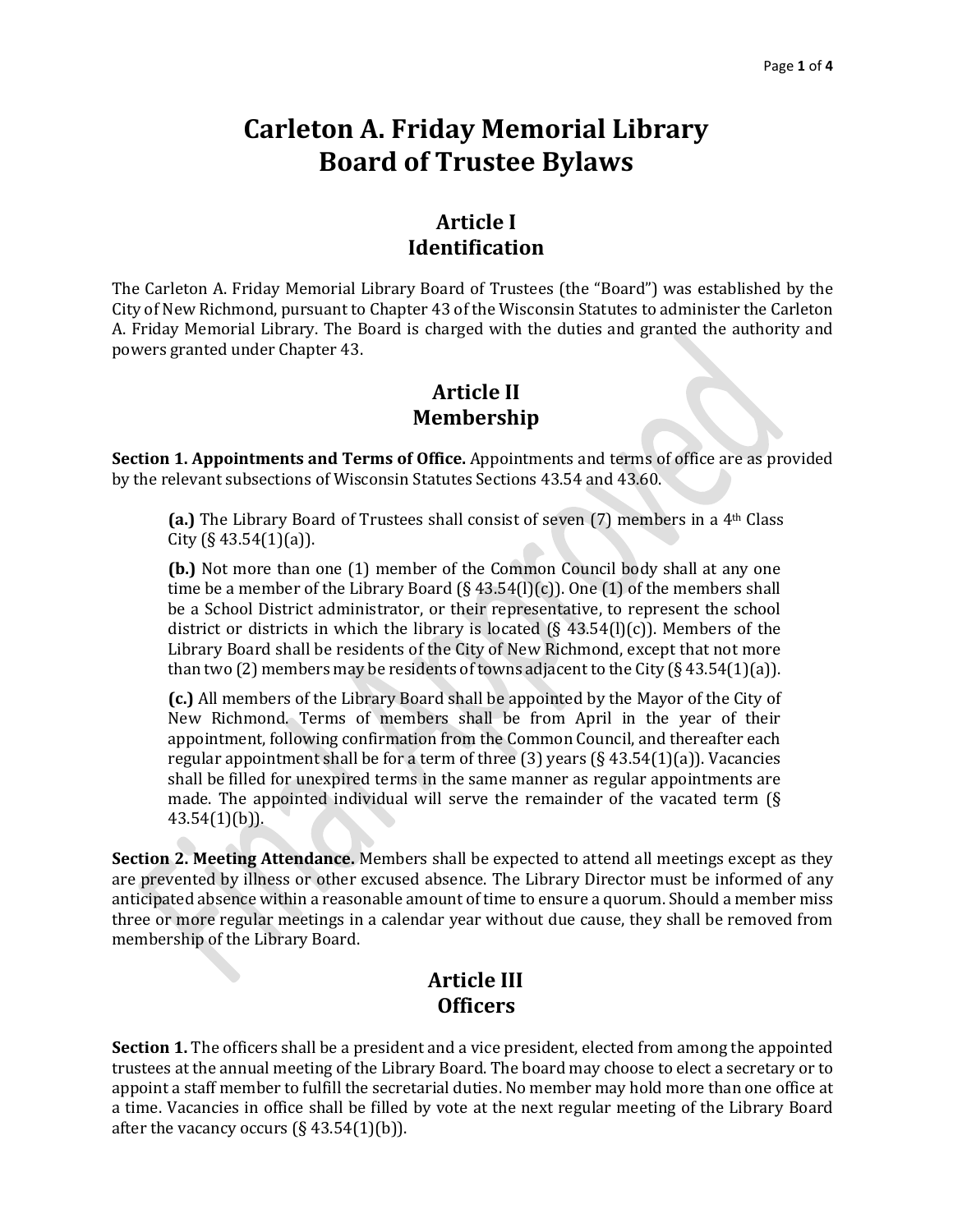# Carleton A. Friday Memorial Library
# Board of Trustee Bylaws

## Article I
## Identification

The Carleton A. Friday Memorial Library Board of Trustees (the "Board") was established by the City of New Richmond, pursuant to Chapter 43 of the Wisconsin Statutes to administer the Carleton A. Friday Memorial Library. The Board is charged with the duties and granted the authority and powers granted under Chapter 43.

## Article II
## Membership

**Section 1. Appointments and Terms of Office.** Appointments and terms of office are as provided by the relevant subsections of Wisconsin Statutes Sections 43.54 and 43.60.

> **(a.)** The Library Board of Trustees shall consist of seven (7) members in a 4th Class City (§ 43.54(1)(a)).
>
> **(b.)** Not more than one (1) member of the Common Council body shall at any one time be a member of the Library Board (§ 43.54(l)(c)). One (1) of the members shall be a School District administrator, or their representative, to represent the school district or districts in which the library is located (§ 43.54(l)(c)). Members of the Library Board shall be residents of the City of New Richmond, except that not more than two (2) members may be residents of towns adjacent to the City (§ 43.54(1)(a)).
>
> **(c.)** All members of the Library Board shall be appointed by the Mayor of the City of New Richmond. Terms of members shall be from April in the year of their appointment, following confirmation from the Common Council, and thereafter each regular appointment shall be for a term of three (3) years (§ 43.54(1)(a)). Vacancies shall be filled for unexpired terms in the same manner as regular appointments are made. The appointed individual will serve the remainder of the vacated term (§ 43.54(1)(b)).

**Section 2. Meeting Attendance.** Members shall be expected to attend all meetings except as they are prevented by illness or other excused absence. The Library Director must be informed of any anticipated absence within a reasonable amount of time to ensure a quorum. Should a member miss three or more regular meetings in a calendar year without due cause, they shall be removed from membership of the Library Board.

## Article III
## Officers

**Section 1.** The officers shall be a president and a vice president, elected from among the appointed trustees at the annual meeting of the Library Board. The board may choose to elect a secretary or to appoint a staff member to fulfill the secretarial duties. No member may hold more than one office at a time. Vacancies in office shall be filled by vote at the next regular meeting of the Library Board after the vacancy occurs (§ 43.54(1)(b)).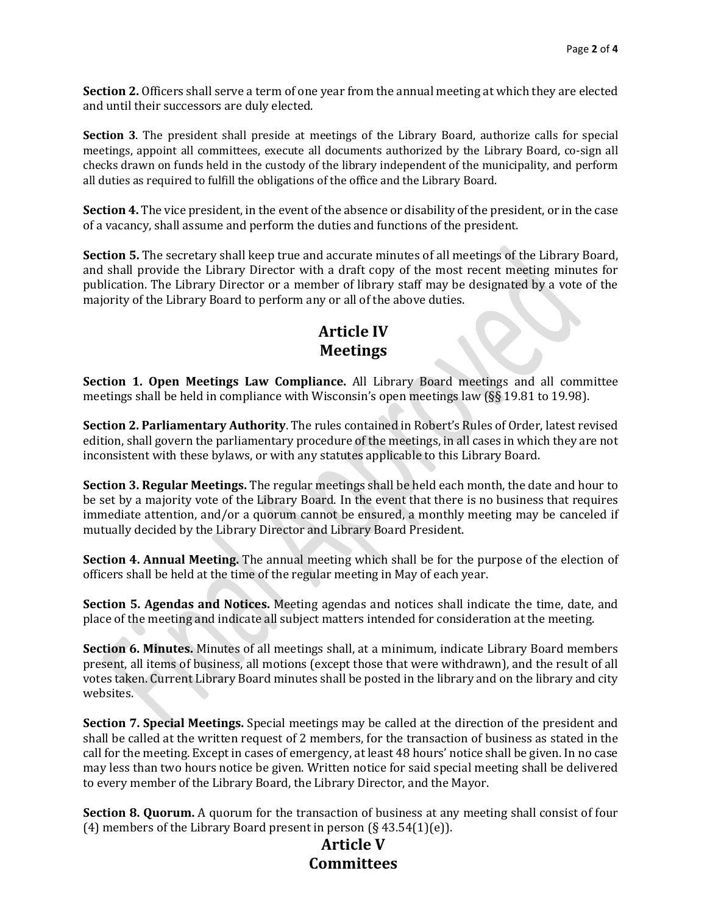**Section 2.** Officers shall serve a term of one year from the annual meeting at which they are elected and until their successors are duly elected.

**Section 3**. The president shall preside at meetings of the Library Board, authorize calls for special meetings, appoint all committees, execute all documents authorized by the Library Board, co-sign all checks drawn on funds held in the custody of the library independent of the municipality, and perform all duties as required to fulfill the obligations of the office and the Library Board.

**Section 4.** The vice president, in the event of the absence or disability of the president, or in the case of a vacancy, shall assume and perform the duties and functions of the president.

**Section 5.** The secretary shall keep true and accurate minutes of all meetings of the Library Board, and shall provide the Library Director with a draft copy of the most recent meeting minutes for publication. The Library Director or a member of library staff may be designated by a vote of the majority of the Library Board to perform any or all of the above duties.

## Article IV
## Meetings

**Section 1. Open Meetings Law Compliance.** All Library Board meetings and all committee meetings shall be held in compliance with Wisconsin's open meetings law (§§ 19.81 to 19.98).

**Section 2. Parliamentary Authority**. The rules contained in Robert's Rules of Order, latest revised edition, shall govern the parliamentary procedure of the meetings, in all cases in which they are not inconsistent with these bylaws, or with any statutes applicable to this Library Board.

**Section 3. Regular Meetings.** The regular meetings shall be held each month, the date and hour to be set by a majority vote of the Library Board. In the event that there is no business that requires immediate attention, and/or a quorum cannot be ensured, a monthly meeting may be canceled if mutually decided by the Library Director and Library Board President.

**Section 4. Annual Meeting.** The annual meeting which shall be for the purpose of the election of officers shall be held at the time of the regular meeting in May of each year.

**Section 5. Agendas and Notices.** Meeting agendas and notices shall indicate the time, date, and place of the meeting and indicate all subject matters intended for consideration at the meeting.

**Section 6. Minutes.** Minutes of all meetings shall, at a minimum, indicate Library Board members present, all items of business, all motions (except those that were withdrawn), and the result of all votes taken. Current Library Board minutes shall be posted in the library and on the library and city websites.

**Section 7. Special Meetings.** Special meetings may be called at the direction of the president and shall be called at the written request of 2 members, for the transaction of business as stated in the call for the meeting. Except in cases of emergency, at least 48 hours' notice shall be given. In no case may less than two hours notice be given. Written notice for said special meeting shall be delivered to every member of the Library Board, the Library Director, and the Mayor.

**Section 8. Quorum.** A quorum for the transaction of business at any meeting shall consist of four (4) members of the Library Board present in person (§ 43.54(1)(e)).

## Article V
## Committees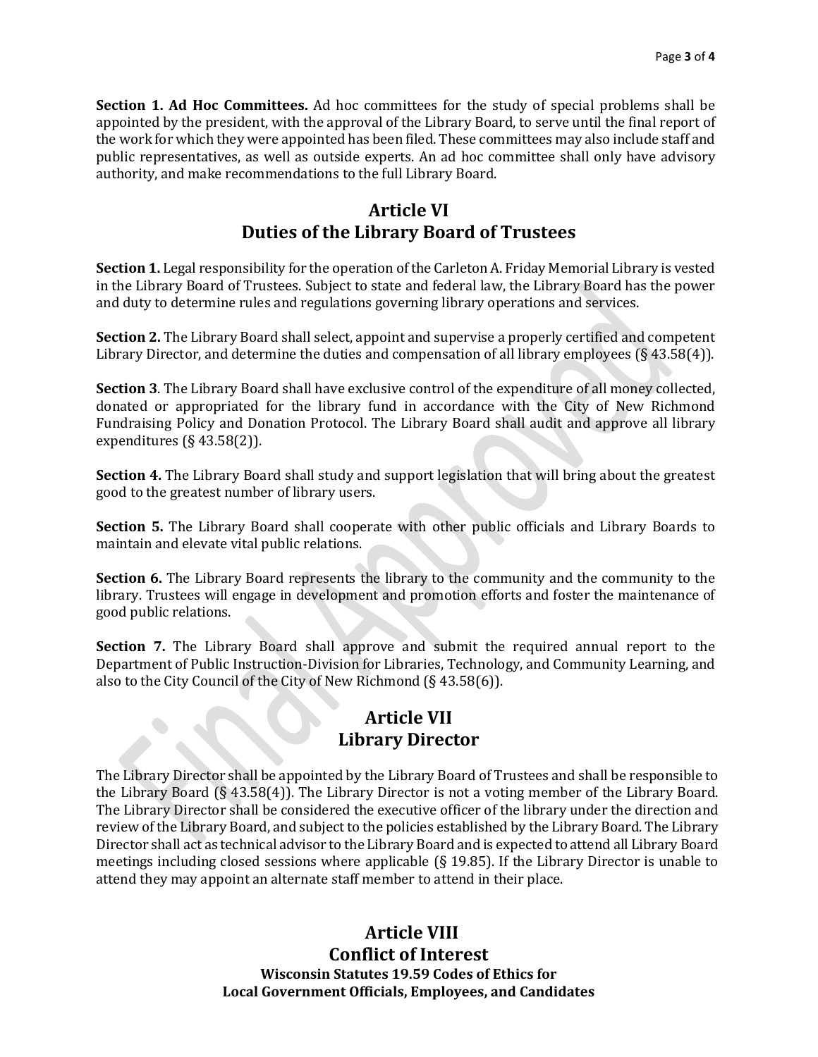**Section 1. Ad Hoc Committees.** Ad hoc committees for the study of special problems shall be appointed by the president, with the approval of the Library Board, to serve until the final report of the work for which they were appointed has been filed. These committees may also include staff and public representatives, as well as outside experts. An ad hoc committee shall only have advisory authority, and make recommendations to the full Library Board.

## Article VI
## Duties of the Library Board of Trustees

**Section 1.** Legal responsibility for the operation of the Carleton A. Friday Memorial Library is vested in the Library Board of Trustees. Subject to state and federal law, the Library Board has the power and duty to determine rules and regulations governing library operations and services.

**Section 2.** The Library Board shall select, appoint and supervise a properly certified and competent Library Director, and determine the duties and compensation of all library employees (§ 43.58(4)).

**Section 3**. The Library Board shall have exclusive control of the expenditure of all money collected, donated or appropriated for the library fund in accordance with the City of New Richmond Fundraising Policy and Donation Protocol. The Library Board shall audit and approve all library expenditures (§ 43.58(2)).

**Section 4.** The Library Board shall study and support legislation that will bring about the greatest good to the greatest number of library users.

**Section 5.** The Library Board shall cooperate with other public officials and Library Boards to maintain and elevate vital public relations.

**Section 6.** The Library Board represents the library to the community and the community to the library. Trustees will engage in development and promotion efforts and foster the maintenance of good public relations.

**Section 7.** The Library Board shall approve and submit the required annual report to the Department of Public Instruction-Division for Libraries, Technology, and Community Learning, and also to the City Council of the City of New Richmond (§ 43.58(6)).

## Article VII
## Library Director

The Library Director shall be appointed by the Library Board of Trustees and shall be responsible to the Library Board (§ 43.58(4)). The Library Director is not a voting member of the Library Board. The Library Director shall be considered the executive officer of the library under the direction and review of the Library Board, and subject to the policies established by the Library Board. The Library Director shall act as technical advisor to the Library Board and is expected to attend all Library Board meetings including closed sessions where applicable (§ 19.85). If the Library Director is unable to attend they may appoint an alternate staff member to attend in their place.

## Article VIII
## Conflict of Interest
#### Wisconsin Statutes 19.59 Codes of Ethics for Local Government Officials, Employees, and Candidates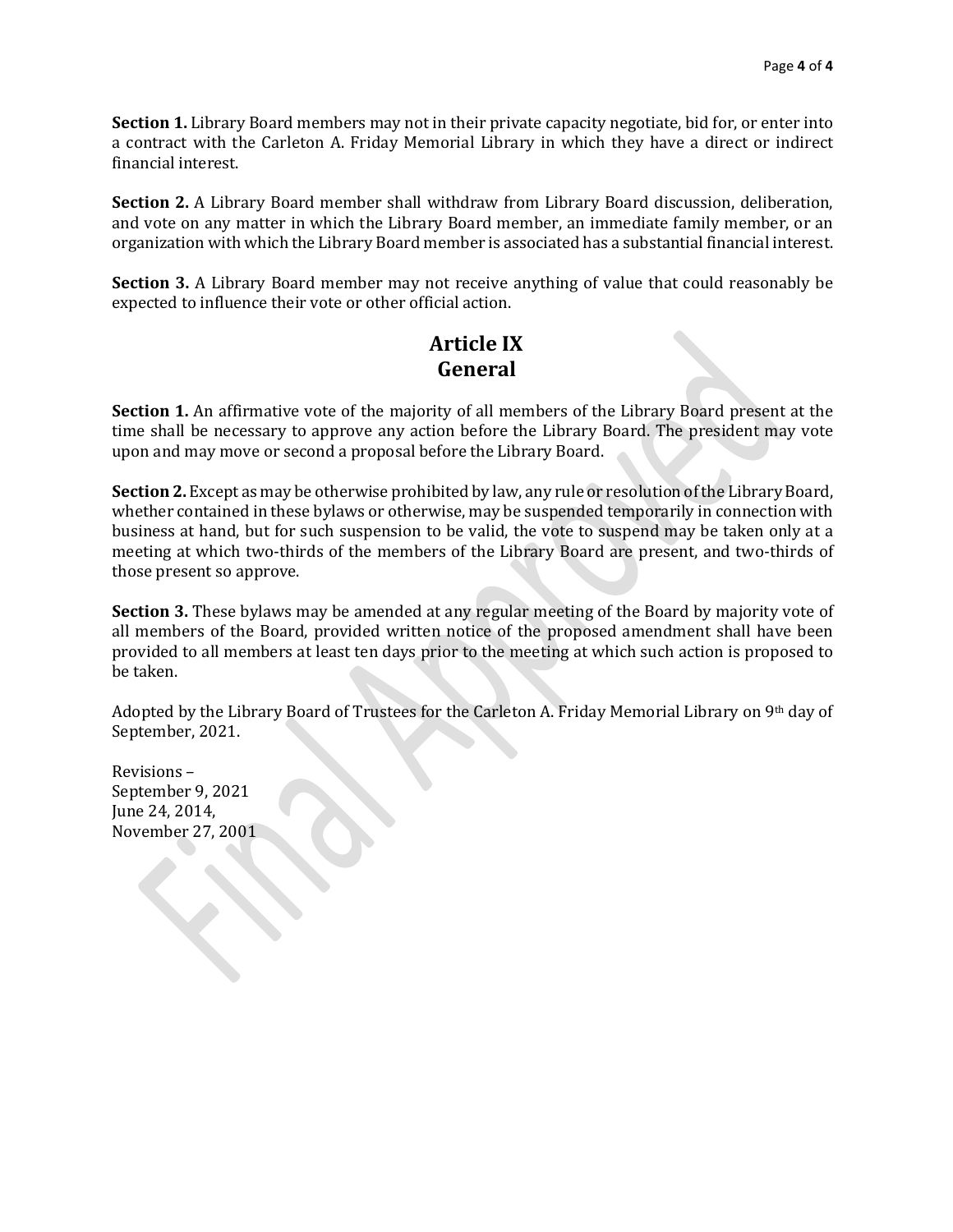**Section 1.** Library Board members may not in their private capacity negotiate, bid for, or enter into a contract with the Carleton A. Friday Memorial Library in which they have a direct or indirect financial interest.

**Section 2.** A Library Board member shall withdraw from Library Board discussion, deliberation, and vote on any matter in which the Library Board member, an immediate family member, or an organization with which the Library Board member is associated has a substantial financial interest.

**Section 3.** A Library Board member may not receive anything of value that could reasonably be expected to influence their vote or other official action.

## Article IX
## General

**Section 1.** An affirmative vote of the majority of all members of the Library Board present at the time shall be necessary to approve any action before the Library Board. The president may vote upon and may move or second a proposal before the Library Board.

**Section 2.** Except as may be otherwise prohibited by law, any rule or resolution of the Library Board, whether contained in these bylaws or otherwise, may be suspended temporarily in connection with business at hand, but for such suspension to be valid, the vote to suspend may be taken only at a meeting at which two-thirds of the members of the Library Board are present, and two-thirds of those present so approve.

**Section 3.** These bylaws may be amended at any regular meeting of the Board by majority vote of all members of the Board, provided written notice of the proposed amendment shall have been provided to all members at least ten days prior to the meeting at which such action is proposed to be taken.

Adopted by the Library Board of Trustees for the Carleton A. Friday Memorial Library on 9th day of September, 2021.

Revisions –
September 9, 2021
June 24, 2014,
November 27, 2001